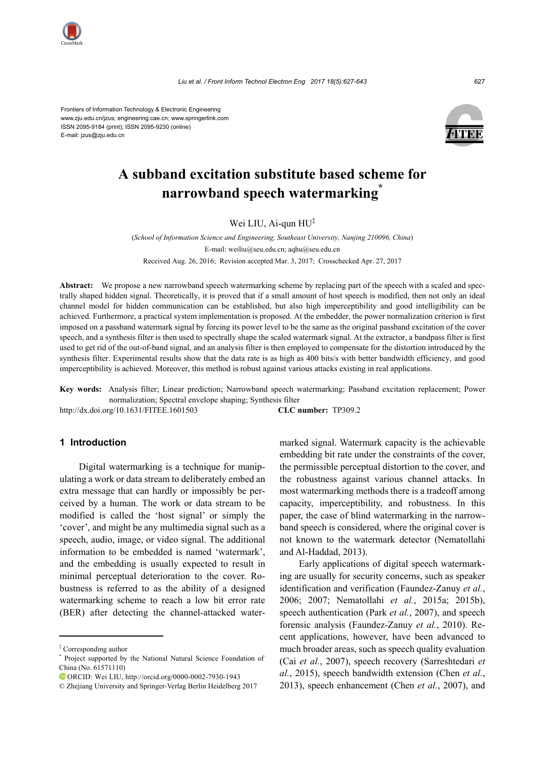Frontiers of Information Technology & Electronic Engineering
www.zju.edu.cn/jzus; engineering.cae.cn; www.springerlink.com
ISSN 2095-9184 (print); ISSN 2095-9230 (online)
E-mail: jzus@zju.edu.cn

# A subband excitation substitute based scheme for narrowband speech watermarking*

Wei LIU, Ai-qun HU‡

(*School of Information Science and Engineering, Southeast University, Nanjing 210096, China*)

E-mail: weiliu@seu.edu.cn; aqhu@seu.edu.cn

Received Aug. 26, 2016; Revision accepted Mar. 3, 2017; Crosschecked Apr. 27, 2017

**Abstract:** We propose a new narrowband speech watermarking scheme by replacing part of the speech with a scaled and spectrally shaped hidden signal. Theoretically, it is proved that if a small amount of host speech is modified, then not only an ideal channel model for hidden communication can be established, but also high imperceptibility and good intelligibility can be achieved. Furthermore, a practical system implementation is proposed. At the embedder, the power normalization criterion is first imposed on a passband watermark signal by forcing its power level to be the same as the original passband excitation of the cover speech, and a synthesis filter is then used to spectrally shape the scaled watermark signal. At the extractor, a bandpass filter is first used to get rid of the out-of-band signal, and an analysis filter is then employed to compensate for the distortion introduced by the synthesis filter. Experimental results show that the data rate is as high as 400 bits/s with better bandwidth efficiency, and good imperceptibility is achieved. Moreover, this method is robust against various attacks existing in real applications.

**Key words:** Analysis filter; Linear prediction; Narrowband speech watermarking; Passband excitation replacement; Power normalization; Spectral envelope shaping; Synthesis filter

http://dx.doi.org/10.1631/FITEE.1601503 **CLC number:** TP309.2

## 1 Introduction

Digital watermarking is a technique for manipulating a work or data stream to deliberately embed an extra message that can hardly or impossibly be perceived by a human. The work or data stream to be modified is called the 'host signal' or simply the 'cover', and might be any multimedia signal such as a speech, audio, image, or video signal. The additional information to be embedded is named 'watermark', and the embedding is usually expected to result in minimal perceptual deterioration to the cover. Robustness is referred to as the ability of a designed watermarking scheme to reach a low bit error rate (BER) after detecting the channel-attacked watermarked signal. Watermark capacity is the achievable embedding bit rate under the constraints of the cover, the permissible perceptual distortion to the cover, and the robustness against various channel attacks. In most watermarking methods there is a tradeoff among capacity, imperceptibility, and robustness. In this paper, the case of blind watermarking in the narrowband speech is considered, where the original cover is not known to the watermark detector (Nematollahi and Al-Haddad, 2013).

Early applications of digital speech watermarking are usually for security concerns, such as speaker identification and verification (Faundez-Zanuy *et al.*, 2006; 2007; Nematollahi *et al.*, 2015a; 2015b), speech authentication (Park *et al.*, 2007), and speech forensic analysis (Faundez-Zanuy *et al.*, 2010). Recent applications, however, have been advanced to much broader areas, such as speech quality evaluation (Cai *et al.*, 2007), speech recovery (Sarreshtedari *et al.*, 2015), speech bandwidth extension (Chen *et al.*, 2013), speech enhancement (Chen *et al.*, 2007), and

---

‡ Corresponding author

\* Project supported by the National Natural Science Foundation of China (No. 61571110)

ORCID: Wei LIU, http://orcid.org/0000-0002-7930-1943

© Zhejiang University and Springer-Verlag Berlin Heidelberg 2017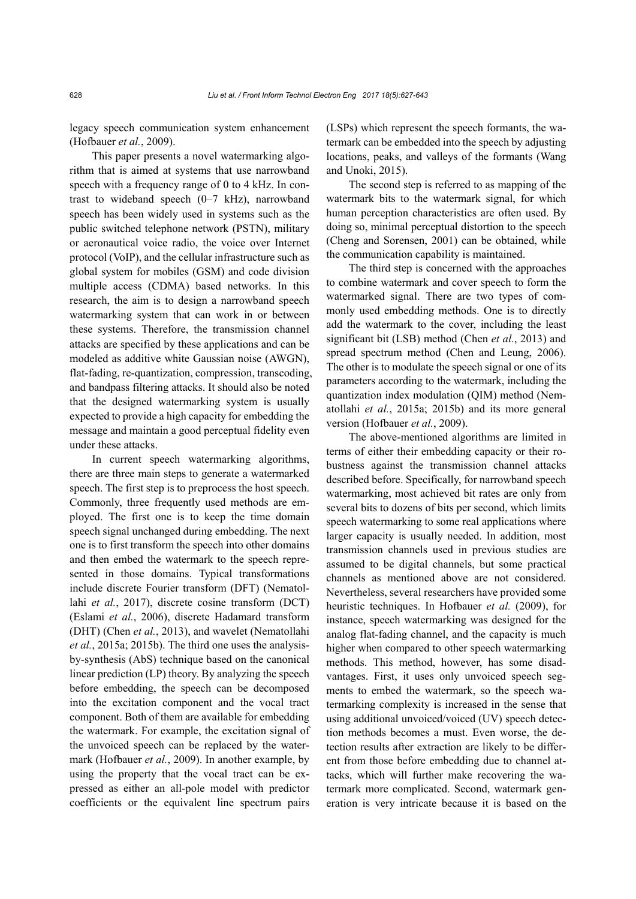legacy speech communication system enhancement (Hofbauer *et al.*, 2009).

This paper presents a novel watermarking algorithm that is aimed at systems that use narrowband speech with a frequency range of 0 to 4 kHz. In contrast to wideband speech (0–7 kHz), narrowband speech has been widely used in systems such as the public switched telephone network (PSTN), military or aeronautical voice radio, the voice over Internet protocol (VoIP), and the cellular infrastructure such as global system for mobiles (GSM) and code division multiple access (CDMA) based networks. In this research, the aim is to design a narrowband speech watermarking system that can work in or between these systems. Therefore, the transmission channel attacks are specified by these applications and can be modeled as additive white Gaussian noise (AWGN), flat-fading, re-quantization, compression, transcoding, and bandpass filtering attacks. It should also be noted that the designed watermarking system is usually expected to provide a high capacity for embedding the message and maintain a good perceptual fidelity even under these attacks.

In current speech watermarking algorithms, there are three main steps to generate a watermarked speech. The first step is to preprocess the host speech. Commonly, three frequently used methods are employed. The first one is to keep the time domain speech signal unchanged during embedding. The next one is to first transform the speech into other domains and then embed the watermark to the speech represented in those domains. Typical transformations include discrete Fourier transform (DFT) (Nematollahi *et al.*, 2017), discrete cosine transform (DCT) (Eslami *et al.*, 2006), discrete Hadamard transform (DHT) (Chen *et al.*, 2013), and wavelet (Nematollahi *et al.*, 2015a; 2015b). The third one uses the analysis-by-synthesis (AbS) technique based on the canonical linear prediction (LP) theory. By analyzing the speech before embedding, the speech can be decomposed into the excitation component and the vocal tract component. Both of them are available for embedding the watermark. For example, the excitation signal of the unvoiced speech can be replaced by the watermark (Hofbauer *et al.*, 2009). In another example, by using the property that the vocal tract can be expressed as either an all-pole model with predictor coefficients or the equivalent line spectrum pairs (LSPs) which represent the speech formants, the watermark can be embedded into the speech by adjusting locations, peaks, and valleys of the formants (Wang and Unoki, 2015).

The second step is referred to as mapping of the watermark bits to the watermark signal, for which human perception characteristics are often used. By doing so, minimal perceptual distortion to the speech (Cheng and Sorensen, 2001) can be obtained, while the communication capability is maintained.

The third step is concerned with the approaches to combine watermark and cover speech to form the watermarked signal. There are two types of commonly used embedding methods. One is to directly add the watermark to the cover, including the least significant bit (LSB) method (Chen *et al.*, 2013) and spread spectrum method (Chen and Leung, 2006). The other is to modulate the speech signal or one of its parameters according to the watermark, including the quantization index modulation (QIM) method (Nematollahi *et al.*, 2015a; 2015b) and its more general version (Hofbauer *et al.*, 2009).

The above-mentioned algorithms are limited in terms of either their embedding capacity or their robustness against the transmission channel attacks described before. Specifically, for narrowband speech watermarking, most achieved bit rates are only from several bits to dozens of bits per second, which limits speech watermarking to some real applications where larger capacity is usually needed. In addition, most transmission channels used in previous studies are assumed to be digital channels, but some practical channels as mentioned above are not considered. Nevertheless, several researchers have provided some heuristic techniques. In Hofbauer *et al.* (2009), for instance, speech watermarking was designed for the analog flat-fading channel, and the capacity is much higher when compared to other speech watermarking methods. This method, however, has some disadvantages. First, it uses only unvoiced speech segments to embed the watermark, so the speech watermarking complexity is increased in the sense that using additional unvoiced/voiced (UV) speech detection methods becomes a must. Even worse, the detection results after extraction are likely to be different from those before embedding due to channel attacks, which will further make recovering the watermark more complicated. Second, watermark generation is very intricate because it is based on the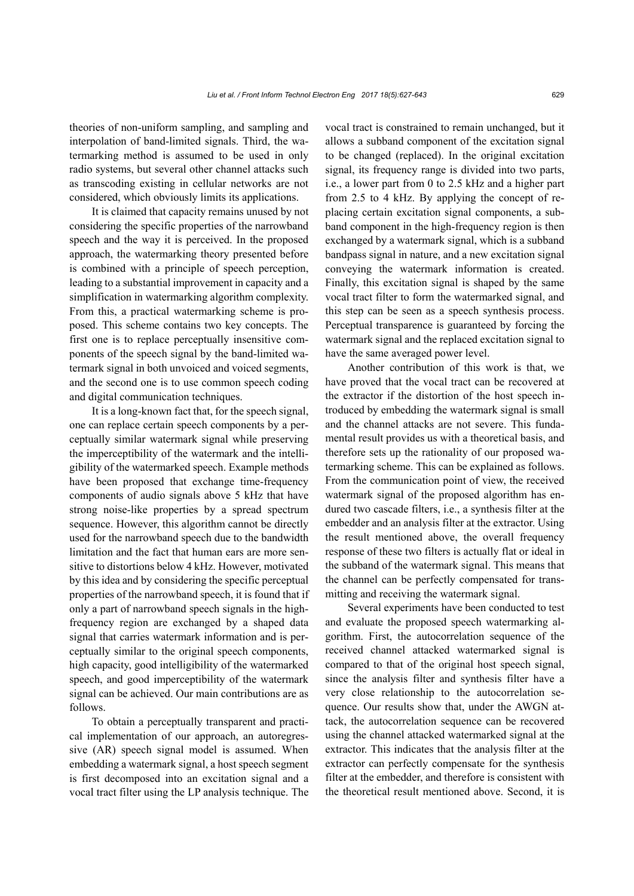theories of non-uniform sampling, and sampling and interpolation of band-limited signals. Third, the watermarking method is assumed to be used in only radio systems, but several other channel attacks such as transcoding existing in cellular networks are not considered, which obviously limits its applications.

It is claimed that capacity remains unused by not considering the specific properties of the narrowband speech and the way it is perceived. In the proposed approach, the watermarking theory presented before is combined with a principle of speech perception, leading to a substantial improvement in capacity and a simplification in watermarking algorithm complexity. From this, a practical watermarking scheme is proposed. This scheme contains two key concepts. The first one is to replace perceptually insensitive components of the speech signal by the band-limited watermark signal in both unvoiced and voiced segments, and the second one is to use common speech coding and digital communication techniques.

It is a long-known fact that, for the speech signal, one can replace certain speech components by a perceptually similar watermark signal while preserving the imperceptibility of the watermark and the intelligibility of the watermarked speech. Example methods have been proposed that exchange time-frequency components of audio signals above 5 kHz that have strong noise-like properties by a spread spectrum sequence. However, this algorithm cannot be directly used for the narrowband speech due to the bandwidth limitation and the fact that human ears are more sensitive to distortions below 4 kHz. However, motivated by this idea and by considering the specific perceptual properties of the narrowband speech, it is found that if only a part of narrowband speech signals in the high-frequency region are exchanged by a shaped data signal that carries watermark information and is perceptually similar to the original speech components, high capacity, good intelligibility of the watermarked speech, and good imperceptibility of the watermark signal can be achieved. Our main contributions are as follows.

To obtain a perceptually transparent and practical implementation of our approach, an autoregressive (AR) speech signal model is assumed. When embedding a watermark signal, a host speech segment is first decomposed into an excitation signal and a vocal tract filter using the LP analysis technique. The vocal tract is constrained to remain unchanged, but it allows a subband component of the excitation signal to be changed (replaced). In the original excitation signal, its frequency range is divided into two parts, i.e., a lower part from 0 to 2.5 kHz and a higher part from 2.5 to 4 kHz. By applying the concept of replacing certain excitation signal components, a subband component in the high-frequency region is then exchanged by a watermark signal, which is a subband bandpass signal in nature, and a new excitation signal conveying the watermark information is created. Finally, this excitation signal is shaped by the same vocal tract filter to form the watermarked signal, and this step can be seen as a speech synthesis process. Perceptual transparence is guaranteed by forcing the watermark signal and the replaced excitation signal to have the same averaged power level.

Another contribution of this work is that, we have proved that the vocal tract can be recovered at the extractor if the distortion of the host speech introduced by embedding the watermark signal is small and the channel attacks are not severe. This fundamental result provides us with a theoretical basis, and therefore sets up the rationality of our proposed watermarking scheme. This can be explained as follows. From the communication point of view, the received watermark signal of the proposed algorithm has endured two cascade filters, i.e., a synthesis filter at the embedder and an analysis filter at the extractor. Using the result mentioned above, the overall frequency response of these two filters is actually flat or ideal in the subband of the watermark signal. This means that the channel can be perfectly compensated for transmitting and receiving the watermark signal.

Several experiments have been conducted to test and evaluate the proposed speech watermarking algorithm. First, the autocorrelation sequence of the received channel attacked watermarked signal is compared to that of the original host speech signal, since the analysis filter and synthesis filter have a very close relationship to the autocorrelation sequence. Our results show that, under the AWGN attack, the autocorrelation sequence can be recovered using the channel attacked watermarked signal at the extractor. This indicates that the analysis filter at the extractor can perfectly compensate for the synthesis filter at the embedder, and therefore is consistent with the theoretical result mentioned above. Second, it is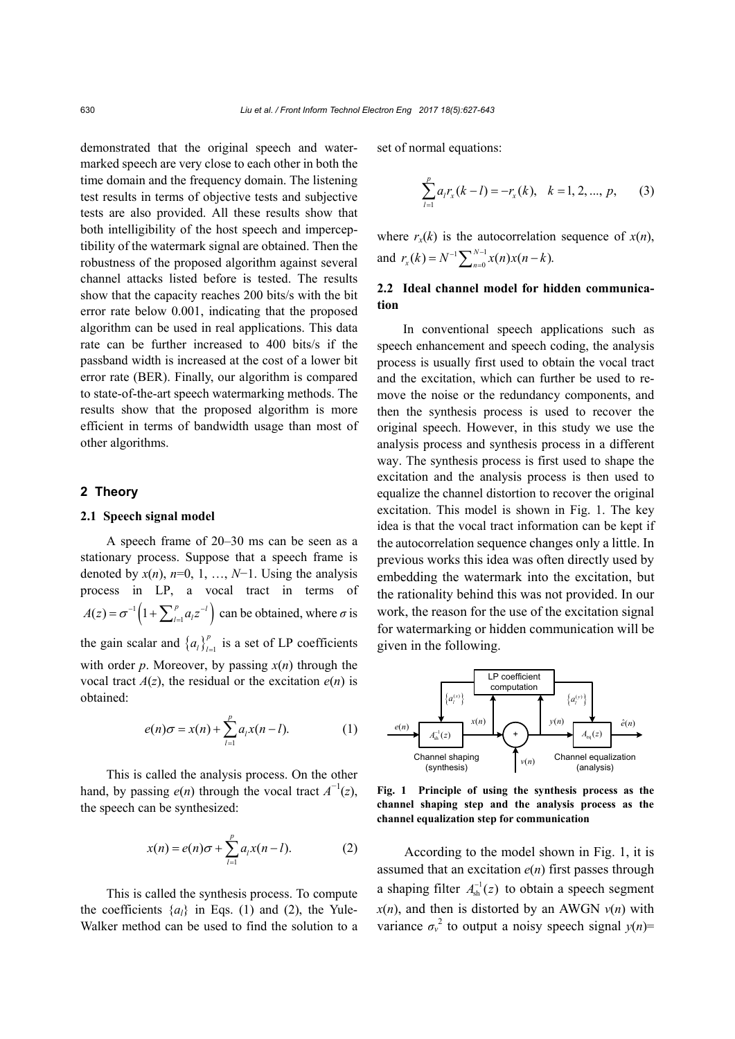demonstrated that the original speech and watermarked speech are very close to each other in both the time domain and the frequency domain. The listening test results in terms of objective tests and subjective tests are also provided. All these results show that both intelligibility of the host speech and imperceptibility of the watermark signal are obtained. Then the robustness of the proposed algorithm against several channel attacks listed before is tested. The results show that the capacity reaches 200 bits/s with the bit error rate below 0.001, indicating that the proposed algorithm can be used in real applications. This data rate can be further increased to 400 bits/s if the passband width is increased at the cost of a lower bit error rate (BER). Finally, our algorithm is compared to state-of-the-art speech watermarking methods. The results show that the proposed algorithm is more efficient in terms of bandwidth usage than most of other algorithms.

## 2 Theory

### 2.1 Speech signal model

A speech frame of 20–30 ms can be seen as a stationary process. Suppose that a speech frame is denoted by $x(n)$, $n$=0, 1, …, $N$−1. Using the analysis process in LP, a vocal tract in terms of $A(z)=\sigma^{-1}\left(1+\sum_{l=1}^{p}a_l z^{-l}\right)$ can be obtained, where $\sigma$ is the gain scalar and $\{a_l\}_{l=1}^{p}$ is a set of LP coefficients with order $p$. Moreover, by passing $x(n)$ through the vocal tract $A(z)$, the residual or the excitation $e(n)$ is obtained:

$$e(n)\sigma = x(n)+\sum_{l=1}^{p}a_l x(n-l). \tag{1}$$

This is called the analysis process. On the other hand, by passing $e(n)$ through the vocal tract $A^{-1}(z)$, the speech can be synthesized:

$$x(n) = e(n)\sigma+\sum_{l=1}^{p}a_l x(n-l). \tag{2}$$

This is called the synthesis process. To compute the coefficients $\{a_l\}$ in Eqs. (1) and (2), the Yule-Walker method can be used to find the solution to a set of normal equations:

$$\sum_{l=1}^{p}a_l r_x(k-l) = -r_x(k), \quad k=1, 2, ..., p, \tag{3}$$

where $r_x(k)$ is the autocorrelation sequence of $x(n)$, and $r_x(k)=N^{-1}\sum_{n=0}^{N-1}x(n)x(n-k)$.

### 2.2 Ideal channel model for hidden communication

In conventional speech applications such as speech enhancement and speech coding, the analysis process is usually first used to obtain the vocal tract and the excitation, which can further be used to remove the noise or the redundancy components, and then the synthesis process is used to recover the original speech. However, in this study we use the analysis process and synthesis process in a different way. The synthesis process is first used to shape the excitation and the analysis process is then used to equalize the channel distortion to recover the original excitation. This model is shown in Fig. 1. The key idea is that the vocal tract information can be kept if the autocorrelation sequence changes only a little. In previous works this idea was often directly used by embedding the watermark into the excitation, but the rationality behind this was not provided. In our work, the reason for the use of the excitation signal for watermarking or hidden communication will be given in the following.

**Fig. 1 Principle of using the synthesis process as the channel shaping step and the analysis process as the channel equalization step for communication**

According to the model shown in Fig. 1, it is assumed that an excitation $e(n)$ first passes through a shaping filter $A_{\text{sh}}^{-1}(z)$ to obtain a speech segment $x(n)$, and then is distorted by an AWGN $v(n)$ with variance $\sigma_v^2$ to output a noisy speech signal $y(n)$=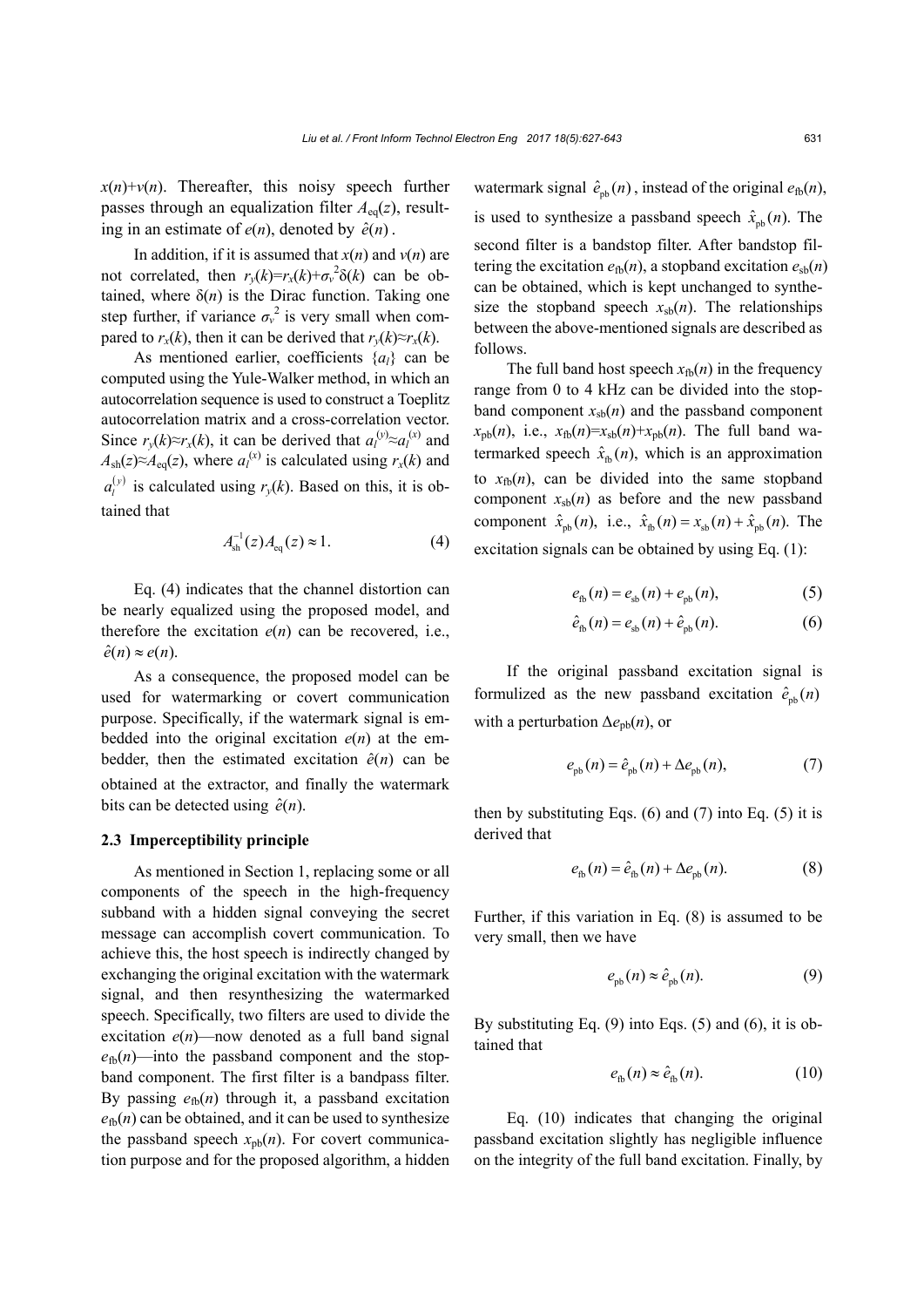$x(n)+v(n)$. Thereafter, this noisy speech further passes through an equalization filter $A_{\rm eq}(z)$, resulting in an estimate of $e(n)$, denoted by $\hat{e}(n)$.

In addition, if it is assumed that $x(n)$ and $v(n)$ are not correlated, then $r_y(k)=r_x(k)+\sigma_v^2\delta(k)$ can be obtained, where $\delta(n)$ is the Dirac function. Taking one step further, if variance $\sigma_v^2$ is very small when compared to $r_x(k)$, then it can be derived that $r_y(k)\approx r_x(k)$.

As mentioned earlier, coefficients $\{a_l\}$ can be computed using the Yule-Walker method, in which an autocorrelation sequence is used to construct a Toeplitz autocorrelation matrix and a cross-correlation vector. Since $r_y(k)\approx r_x(k)$, it can be derived that $a_l^{(y)}\approx a_l^{(x)}$ and $A_{\rm sh}(z)\approx A_{\rm eq}(z)$, where $a_l^{(x)}$ is calculated using $r_x(k)$ and $a_l^{(y)}$ is calculated using $r_y(k)$. Based on this, it is obtained that

$$A_{\rm sh}^{-1}(z)A_{\rm eq}(z)\approx 1. \tag{4}$$

Eq. (4) indicates that the channel distortion can be nearly equalized using the proposed model, and therefore the excitation $e(n)$ can be recovered, i.e., $\hat{e}(n)\approx e(n)$.

As a consequence, the proposed model can be used for watermarking or covert communication purpose. Specifically, if the watermark signal is embedded into the original excitation $e(n)$ at the embedder, then the estimated excitation $\hat{e}(n)$ can be obtained at the extractor, and finally the watermark bits can be detected using $\hat{e}(n)$.

### 2.3 Imperceptibility principle

As mentioned in Section 1, replacing some or all components of the speech in the high-frequency subband with a hidden signal conveying the secret message can accomplish covert communication. To achieve this, the host speech is indirectly changed by exchanging the original excitation with the watermark signal, and then resynthesizing the watermarked speech. Specifically, two filters are used to divide the excitation $e(n)$—now denoted as a full band signal $e_{\rm fb}(n)$—into the passband component and the stopband component. The first filter is a bandpass filter. By passing $e_{\rm fb}(n)$ through it, a passband excitation $e_{\rm fb}(n)$ can be obtained, and it can be used to synthesize the passband speech $x_{\rm pb}(n)$. For covert communication purpose and for the proposed algorithm, a hidden watermark signal $\hat{e}_{\rm pb}(n)$, instead of the original $e_{\rm fb}(n)$, is used to synthesize a passband speech $\hat{x}_{\rm pb}(n)$. The second filter is a bandstop filter. After bandstop filtering the excitation $e_{\rm fb}(n)$, a stopband excitation $e_{\rm sb}(n)$ can be obtained, which is kept unchanged to synthesize the stopband speech $x_{\rm sb}(n)$. The relationships between the above-mentioned signals are described as follows.

The full band host speech $x_{\rm fb}(n)$ in the frequency range from 0 to 4 kHz can be divided into the stopband component $x_{\rm sb}(n)$ and the passband component $x_{\rm pb}(n)$, i.e., $x_{\rm fb}(n)=x_{\rm sb}(n)+x_{\rm pb}(n)$. The full band watermarked speech $\hat{x}_{\rm fb}(n)$, which is an approximation to $x_{\rm fb}(n)$, can be divided into the same stopband component $x_{\rm sb}(n)$ as before and the new passband component $\hat{x}_{\rm pb}(n)$, i.e., $\hat{x}_{\rm fb}(n)=x_{\rm sb}(n)+\hat{x}_{\rm pb}(n)$. The excitation signals can be obtained by using Eq. (1):

$$e_{\rm fb}(n)=e_{\rm sb}(n)+e_{\rm pb}(n), \tag{5}$$

$$\hat{e}_{\rm fb}(n)=e_{\rm sb}(n)+\hat{e}_{\rm pb}(n). \tag{6}$$

If the original passband excitation signal is formulized as the new passband excitation $\hat{e}_{\rm pb}(n)$ with a perturbation $\Delta e_{\rm pb}(n)$, or

$$e_{\rm pb}(n)=\hat{e}_{\rm pb}(n)+\Delta e_{\rm pb}(n), \tag{7}$$

then by substituting Eqs. (6) and (7) into Eq. (5) it is derived that

$$e_{\rm fb}(n)=\hat{e}_{\rm fb}(n)+\Delta e_{\rm pb}(n). \tag{8}$$

Further, if this variation in Eq. (8) is assumed to be very small, then we have

$$e_{\rm pb}(n)\approx \hat{e}_{\rm pb}(n). \tag{9}$$

By substituting Eq. (9) into Eqs. (5) and (6), it is obtained that

$$e_{\rm fb}(n)\approx \hat{e}_{\rm fb}(n). \tag{10}$$

Eq. (10) indicates that changing the original passband excitation slightly has negligible influence on the integrity of the full band excitation. Finally, by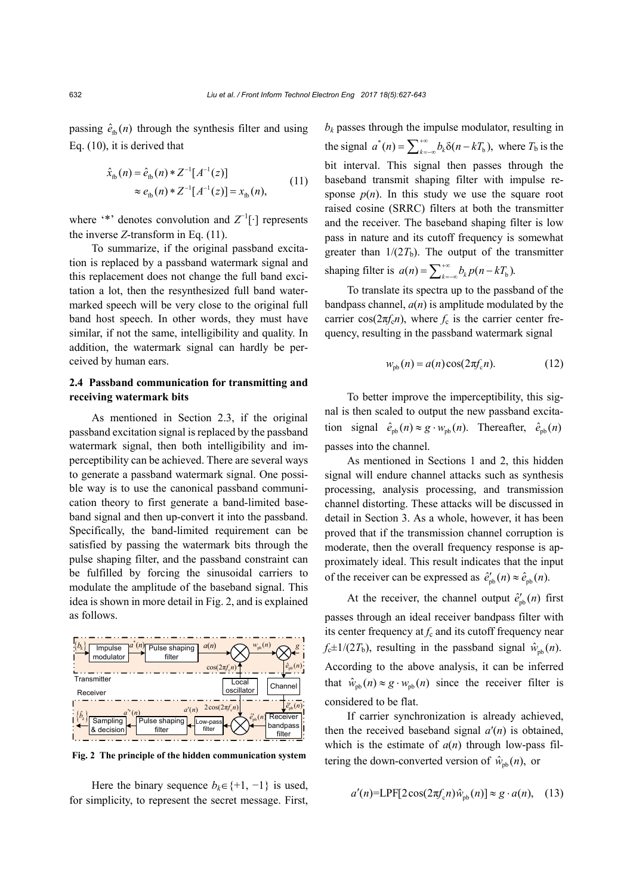passing $\hat{e}_{\text{fb}}(n)$ through the synthesis filter and using Eq. (10), it is derived that

$$\begin{aligned}\hat{x}_{\text{fb}}(n) &= \hat{e}_{\text{fb}}(n) * Z^{-1}[A^{-1}(z)] \\ &\approx e_{\text{fb}}(n) * Z^{-1}[A^{-1}(z)] = x_{\text{fb}}(n),\end{aligned} \tag{11}$$

where '*' denotes convolution and $Z^{-1}[\cdot]$ represents the inverse Z-transform in Eq. (11).

To summarize, if the original passband excitation is replaced by a passband watermark signal and this replacement does not change the full band excitation a lot, then the resynthesized full band watermarked speech will be very close to the original full band host speech. In other words, they must have similar, if not the same, intelligibility and quality. In addition, the watermark signal can hardly be perceived by human ears.

### 2.4 Passband communication for transmitting and receiving watermark bits

As mentioned in Section 2.3, if the original passband excitation signal is replaced by the passband watermark signal, then both intelligibility and imperceptibility can be achieved. There are several ways to generate a passband watermark signal. One possible way is to use the canonical passband communication theory to first generate a band-limited baseband signal and then up-convert it into the passband. Specifically, the band-limited requirement can be satisfied by passing the watermark bits through the pulse shaping filter, and the passband constraint can be fulfilled by forcing the sinusoidal carriers to modulate the amplitude of the baseband signal. This idea is shown in more detail in Fig. 2, and is explained as follows.

**Fig. 2 The principle of the hidden communication system**

Here the binary sequence $b_k \in \{+1, -1\}$ is used, for simplicity, to represent the secret message. First, $b_k$ passes through the impulse modulator, resulting in the signal $a^*(n) = \sum_{k=-\infty}^{+\infty} b_k \delta(n - kT_{\text{b}})$, where $T_{\text{b}}$ is the bit interval. This signal then passes through the baseband transmit shaping filter with impulse response $p(n)$. In this study we use the square root raised cosine (SRRC) filters at both the transmitter and the receiver. The baseband shaping filter is low pass in nature and its cutoff frequency is somewhat greater than $1/(2T_{\text{b}})$. The output of the transmitter shaping filter is $a(n) = \sum_{k=-\infty}^{+\infty} b_k p(n - kT_{\text{b}})$.

To translate its spectra up to the passband of the bandpass channel, $a(n)$ is amplitude modulated by the carrier $\cos(2\pi f_{\text{c}} n)$, where $f_{\text{c}}$ is the carrier center frequency, resulting in the passband watermark signal

$$w_{\text{pb}}(n) = a(n)\cos(2\pi f_{\text{c}} n). \tag{12}$$

To better improve the imperceptibility, this signal is then scaled to output the new passband excitation signal $\hat{e}_{\text{pb}}(n) \approx g \cdot w_{\text{pb}}(n)$. Thereafter, $\hat{e}_{\text{pb}}(n)$ passes into the channel.

As mentioned in Sections 1 and 2, this hidden signal will endure channel attacks such as synthesis processing, analysis processing, and transmission channel distorting. These attacks will be discussed in detail in Section 3. As a whole, however, it has been proved that if the transmission channel corruption is moderate, then the overall frequency response is approximately ideal. This result indicates that the input of the receiver can be expressed as $\hat{e}'_{\text{pb}}(n) \approx \hat{e}_{\text{pb}}(n)$.

At the receiver, the channel output $\hat{e}'_{\text{pb}}(n)$ first passes through an ideal receiver bandpass filter with its center frequency at $f_{\text{c}}$ and its cutoff frequency near $f_{\text{c}} \pm 1/(2T_{\text{b}})$, resulting in the passband signal $\hat{w}_{\text{pb}}(n)$. According to the above analysis, it can be inferred that $\hat{w}_{\text{pb}}(n) \approx g \cdot w_{\text{pb}}(n)$ since the receiver filter is considered to be flat.

If carrier synchronization is already achieved, then the received baseband signal $a'(n)$ is obtained, which is the estimate of $a(n)$ through low-pass filtering the down-converted version of $\hat{w}_{\text{pb}}(n)$, or

$$a'(n) = \text{LPF}[2\cos(2\pi f_{\text{c}} n)\hat{w}_{\text{pb}}(n)] \approx g \cdot a(n), \tag{13}$$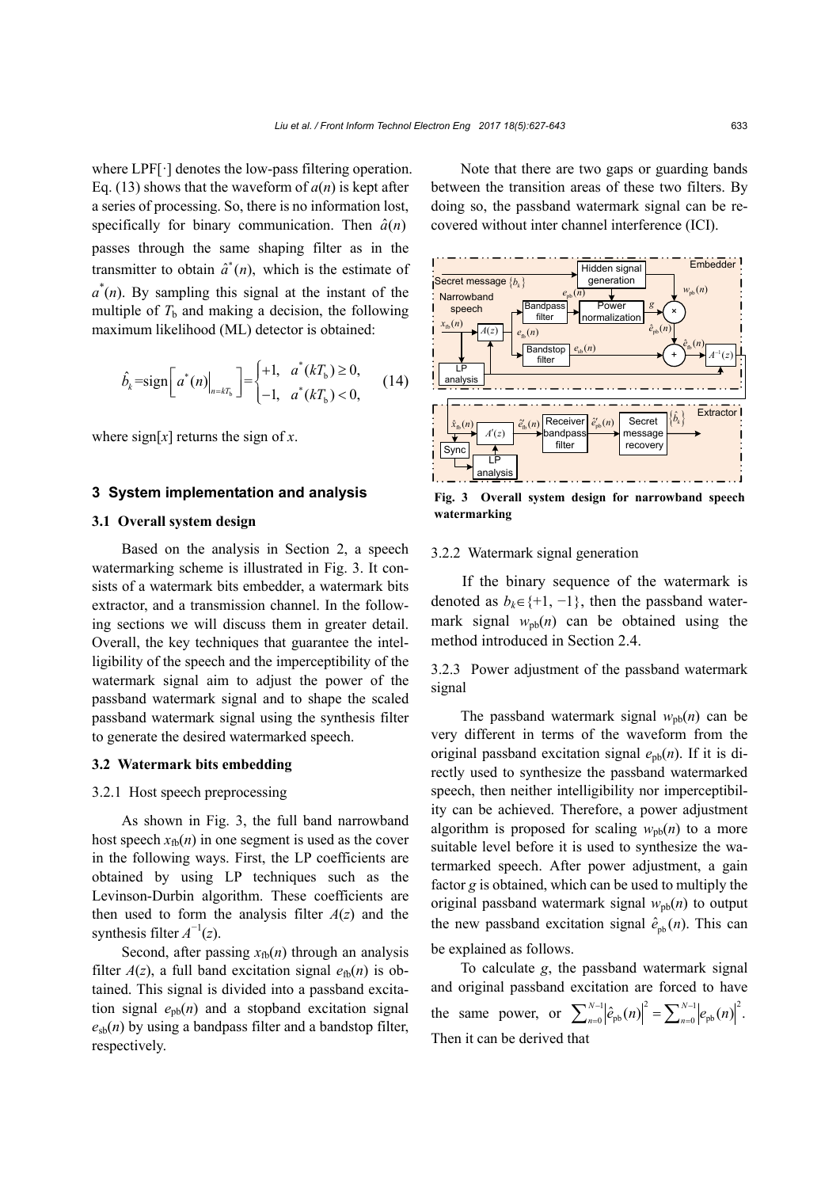where LPF[·] denotes the low-pass filtering operation. Eq. (13) shows that the waveform of $a(n)$ is kept after a series of processing. So, there is no information lost, specifically for binary communication. Then $\hat{a}(n)$ passes through the same shaping filter as in the transmitter to obtain $\hat{a}^*(n)$, which is the estimate of $a^*(n)$. By sampling this signal at the instant of the multiple of $T_\mathrm{b}$ and making a decision, the following maximum likelihood (ML) detector is obtained:

$$\hat{b}_k = \mathrm{sign}\left[ a^*(n)\big|_{n=kT_\mathrm{b}} \right] = \begin{cases} +1, & a^*(kT_\mathrm{b}) \geq 0, \\ -1, & a^*(kT_\mathrm{b}) < 0, \end{cases} \tag{14}$$

where sign[$x$] returns the sign of $x$.

## 3 System implementation and analysis

### 3.1 Overall system design

Based on the analysis in Section 2, a speech watermarking scheme is illustrated in Fig. 3. It consists of a watermark bits embedder, a watermark bits extractor, and a transmission channel. In the following sections we will discuss them in greater detail. Overall, the key techniques that guarantee the intelligibility of the speech and the imperceptibility of the watermark signal aim to adjust the power of the passband watermark signal and to shape the scaled passband watermark signal using the synthesis filter to generate the desired watermarked speech.

### 3.2 Watermark bits embedding

#### 3.2.1 Host speech preprocessing

As shown in Fig. 3, the full band narrowband host speech $x_\mathrm{fb}(n)$ in one segment is used as the cover in the following ways. First, the LP coefficients are obtained by using LP techniques such as the Levinson-Durbin algorithm. These coefficients are then used to form the analysis filter $A(z)$ and the synthesis filter $A^{-1}(z)$.

Second, after passing $x_\mathrm{fb}(n)$ through an analysis filter $A(z)$, a full band excitation signal $e_\mathrm{fb}(n)$ is obtained. This signal is divided into a passband excitation signal $e_\mathrm{pb}(n)$ and a stopband excitation signal $e_\mathrm{sb}(n)$ by using a bandpass filter and a bandstop filter, respectively.

Note that there are two gaps or guarding bands between the transition areas of these two filters. By doing so, the passband watermark signal can be recovered without inter channel interference (ICI).

Fig. 3 Overall system design for narrowband speech watermarking

#### 3.2.2 Watermark signal generation

If the binary sequence of the watermark is denoted as $b_k \in \{+1, -1\}$, then the passband watermark signal $w_\mathrm{pb}(n)$ can be obtained using the method introduced in Section 2.4.

#### 3.2.3 Power adjustment of the passband watermark signal

The passband watermark signal $w_\mathrm{pb}(n)$ can be very different in terms of the waveform from the original passband excitation signal $e_\mathrm{pb}(n)$. If it is directly used to synthesize the passband watermarked speech, then neither intelligibility nor imperceptibility can be achieved. Therefore, a power adjustment algorithm is proposed for scaling $w_\mathrm{pb}(n)$ to a more suitable level before it is used to synthesize the watermarked speech. After power adjustment, a gain factor $g$ is obtained, which can be used to multiply the original passband watermark signal $w_\mathrm{pb}(n)$ to output the new passband excitation signal $\hat{e}_\mathrm{pb}(n)$. This can be explained as follows.

To calculate $g$, the passband watermark signal and original passband excitation are forced to have the same power, or $\sum_{n=0}^{N-1} \left|\hat{e}_\mathrm{pb}(n)\right|^2 = \sum_{n=0}^{N-1} \left|e_\mathrm{pb}(n)\right|^2$. Then it can be derived that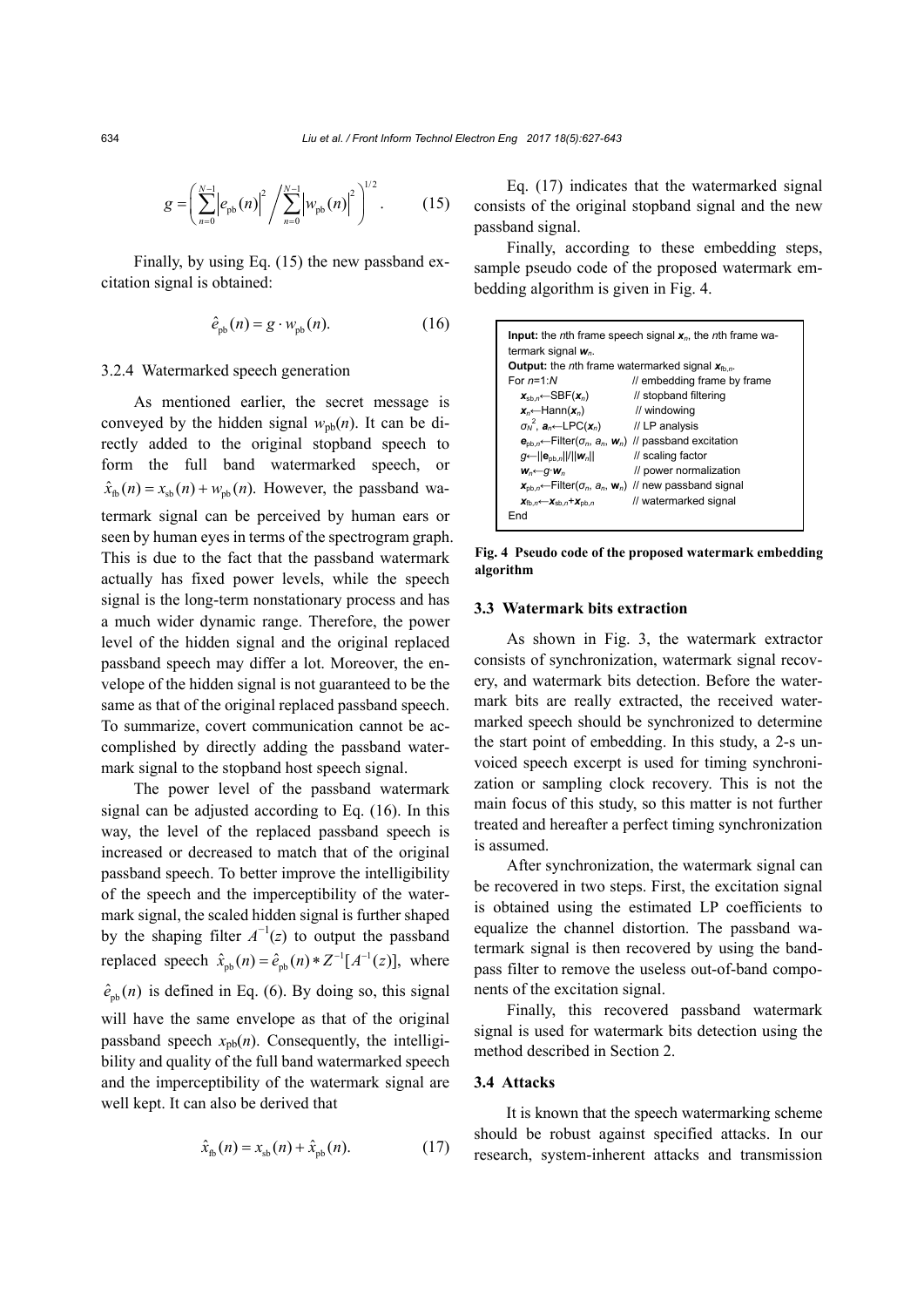$$g = \left( \sum_{n=0}^{N-1} \left| e_{\mathrm{pb}}(n) \right|^2 \Bigg/ \sum_{n=0}^{N-1} \left| w_{\mathrm{pb}}(n) \right|^2 \right)^{1/2}. \tag{15}$$

Finally, by using Eq. (15) the new passband excitation signal is obtained:

$$\hat{e}_{\mathrm{pb}}(n) = g \cdot w_{\mathrm{pb}}(n). \tag{16}$$

### 3.2.4 Watermarked speech generation

As mentioned earlier, the secret message is conveyed by the hidden signal $w_{\mathrm{pb}}(n)$. It can be directly added to the original stopband speech to form the full band watermarked speech, or $\hat{x}_{\mathrm{fb}}(n) = x_{\mathrm{sb}}(n) + w_{\mathrm{pb}}(n)$. However, the passband watermark signal can be perceived by human ears or seen by human eyes in terms of the spectrogram graph. This is due to the fact that the passband watermark actually has fixed power levels, while the speech signal is the long-term nonstationary process and has a much wider dynamic range. Therefore, the power level of the hidden signal and the original replaced passband speech may differ a lot. Moreover, the envelope of the hidden signal is not guaranteed to be the same as that of the original replaced passband speech. To summarize, covert communication cannot be accomplished by directly adding the passband watermark signal to the stopband host speech signal.

The power level of the passband watermark signal can be adjusted according to Eq. (16). In this way, the level of the replaced passband speech is increased or decreased to match that of the original passband speech. To better improve the intelligibility of the speech and the imperceptibility of the watermark signal, the scaled hidden signal is further shaped by the shaping filter $A^{-1}(z)$ to output the passband replaced speech $\hat{x}_{\mathrm{pb}}(n) = \hat{e}_{\mathrm{pb}}(n) * Z^{-1}[A^{-1}(z)]$, where $\hat{e}_{\mathrm{pb}}(n)$ is defined in Eq. (6). By doing so, this signal will have the same envelope as that of the original passband speech $x_{\mathrm{pb}}(n)$. Consequently, the intelligibility and quality of the full band watermarked speech and the imperceptibility of the watermark signal are well kept. It can also be derived that

$$\hat{x}_{\mathrm{fb}}(n) = x_{\mathrm{sb}}(n) + \hat{x}_{\mathrm{pb}}(n). \tag{17}$$

Eq. (17) indicates that the watermarked signal consists of the original stopband signal and the new passband signal.

Finally, according to these embedding steps, sample pseudo code of the proposed watermark embedding algorithm is given in Fig. 4.

```
Input: the nth frame speech signal x_n, the nth frame watermark signal w_n.
Output: the nth frame watermarked signal x_fb,n.
For n=1:N                              // embedding frame by frame
    x_sb,n←SBF(x_n)                    // stopband filtering
    x_n←Hann(x_n)                      // windowing
    σ_N^2, a_n←LPC(x_n)                // LP analysis
    e_pb,n←Filter(σ_n, a_n, w_n)       // passband excitation
    g←||e_pb,n||/||w_n||               // scaling factor
    w_n←g·w_n                          // power normalization
    x_pb,n←Filter(σ_n, a_n, w_n)       // new passband signal
    x_fb,n←x_sb,n+x_pb,n               // watermarked signal
End
```

**Fig. 4 Pseudo code of the proposed watermark embedding algorithm**

## 3.3 Watermark bits extraction

As shown in Fig. 3, the watermark extractor consists of synchronization, watermark signal recovery, and watermark bits detection. Before the watermark bits are really extracted, the received watermarked speech should be synchronized to determine the start point of embedding. In this study, a 2-s unvoiced speech excerpt is used for timing synchronization or sampling clock recovery. This is not the main focus of this study, so this matter is not further treated and hereafter a perfect timing synchronization is assumed.

After synchronization, the watermark signal can be recovered in two steps. First, the excitation signal is obtained using the estimated LP coefficients to equalize the channel distortion. The passband watermark signal is then recovered by using the bandpass filter to remove the useless out-of-band components of the excitation signal.

Finally, this recovered passband watermark signal is used for watermark bits detection using the method described in Section 2.

## 3.4 Attacks

It is known that the speech watermarking scheme should be robust against specified attacks. In our research, system-inherent attacks and transmission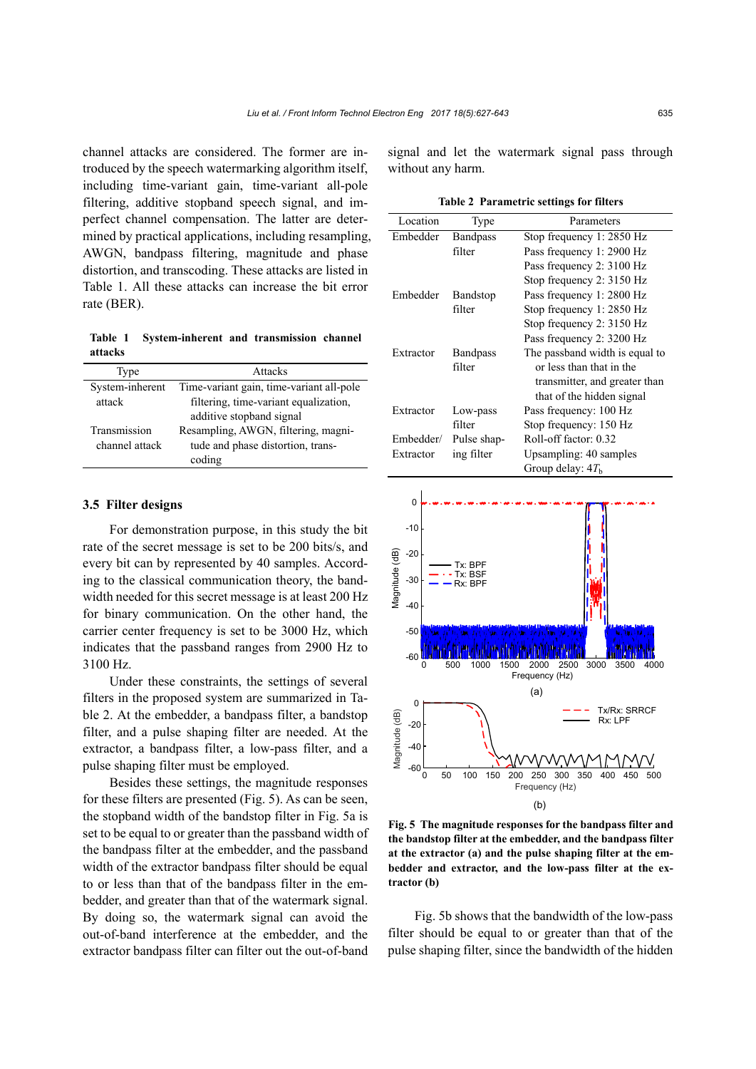channel attacks are considered. The former are introduced by the speech watermarking algorithm itself, including time-variant gain, time-variant all-pole filtering, additive stopband speech signal, and imperfect channel compensation. The latter are determined by practical applications, including resampling, AWGN, bandpass filtering, magnitude and phase distortion, and transcoding. These attacks are listed in Table 1. All these attacks can increase the bit error rate (BER).

**Table 1 System-inherent and transmission channel attacks**

| Type | Attacks |
|---|---|
| System-inherent attack | Time-variant gain, time-variant all-pole filtering, time-variant equalization, additive stopband signal |
| Transmission channel attack | Resampling, AWGN, filtering, magnitude and phase distortion, transcoding |

### 3.5 Filter designs

For demonstration purpose, in this study the bit rate of the secret message is set to be 200 bits/s, and every bit can by represented by 40 samples. According to the classical communication theory, the bandwidth needed for this secret message is at least 200 Hz for binary communication. On the other hand, the carrier center frequency is set to be 3000 Hz, which indicates that the passband ranges from 2900 Hz to 3100 Hz.

Under these constraints, the settings of several filters in the proposed system are summarized in Table 2. At the embedder, a bandpass filter, a bandstop filter, and a pulse shaping filter are needed. At the extractor, a bandpass filter, a low-pass filter, and a pulse shaping filter must be employed.

Besides these settings, the magnitude responses for these filters are presented (Fig. 5). As can be seen, the stopband width of the bandstop filter in Fig. 5a is set to be equal to or greater than the passband width of the bandpass filter at the embedder, and the passband width of the extractor bandpass filter should be equal to or less than that of the bandpass filter in the embedder, and greater than that of the watermark signal. By doing so, the watermark signal can avoid the out-of-band interference at the embedder, and the extractor bandpass filter can filter out the out-of-band signal and let the watermark signal pass through without any harm.

**Table 2 Parametric settings for filters**

| Location | Type | Parameters |
|---|---|---|
| Embedder | Bandpass filter | Stop frequency 1: 2850 Hz<br>Pass frequency 1: 2900 Hz<br>Pass frequency 2: 3100 Hz<br>Stop frequency 2: 3150 Hz |
| Embedder | Bandstop filter | Pass frequency 1: 2800 Hz<br>Stop frequency 1: 2850 Hz<br>Stop frequency 2: 3150 Hz<br>Pass frequency 2: 3200 Hz |
| Extractor | Bandpass filter | The passband width is equal to or less than that in the transmitter, and greater than that of the hidden signal |
| Extractor | Low-pass filter | Pass frequency: 100 Hz<br>Stop frequency: 150 Hz |
| Embedder/Extractor | Pulse shaping filter | Roll-off factor: 0.32<br>Upsampling: 40 samples<br>Group delay: $4T_b$ |

**Fig. 5 The magnitude responses for the bandpass filter and the bandstop filter at the embedder, and the bandpass filter at the extractor (a) and the pulse shaping filter at the embedder and extractor, and the low-pass filter at the extractor (b)**

Fig. 5b shows that the bandwidth of the low-pass filter should be equal to or greater than that of the pulse shaping filter, since the bandwidth of the hidden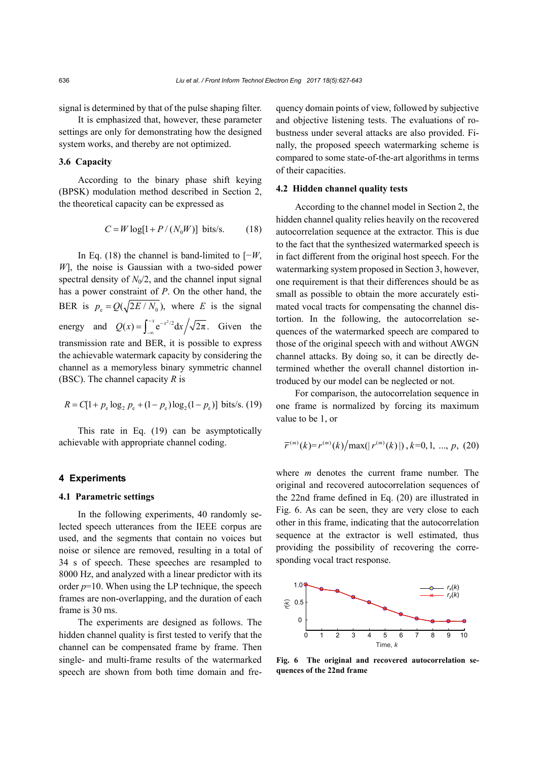signal is determined by that of the pulse shaping filter.

It is emphasized that, however, these parameter settings are only for demonstrating how the designed system works, and thereby are not optimized.

### 3.6 Capacity

According to the binary phase shift keying (BPSK) modulation method described in Section 2, the theoretical capacity can be expressed as

$$C = W\log[1 + P/(N_0 W)] \text{ bits/s.} \tag{18}$$

In Eq. (18) the channel is band-limited to $[-W, W]$, the noise is Gaussian with a two-sided power spectral density of $N_0/2$, and the channel input signal has a power constraint of $P$. On the other hand, the BER is $p_e = Q(\sqrt{2E/N_0})$, where $E$ is the signal energy and $Q(x) = \int_{-\infty}^{-x} \mathrm{e}^{-x^2/2}\mathrm{d}x \big/ \sqrt{2\pi}$. Given the transmission rate and BER, it is possible to express the achievable watermark capacity by considering the channel as a memoryless binary symmetric channel (BSC). The channel capacity $R$ is

$$R = C[1 + p_e \log_2 p_e + (1-p_e)\log_2(1-p_e)] \text{ bits/s.} \tag{19}$$

This rate in Eq. (19) can be asymptotically achievable with appropriate channel coding.

## 4 Experiments

### 4.1 Parametric settings

In the following experiments, 40 randomly selected speech utterances from the IEEE corpus are used, and the segments that contain no voices but noise or silence are removed, resulting in a total of 34 s of speech. These speeches are resampled to 8000 Hz, and analyzed with a linear predictor with its order $p$=10. When using the LP technique, the speech frames are non-overlapping, and the duration of each frame is 30 ms.

The experiments are designed as follows. The hidden channel quality is first tested to verify that the channel can be compensated frame by frame. Then single- and multi-frame results of the watermarked speech are shown from both time domain and frequency domain points of view, followed by subjective and objective listening tests. The evaluations of robustness under several attacks are also provided. Finally, the proposed speech watermarking scheme is compared to some state-of-the-art algorithms in terms of their capacities.

### 4.2 Hidden channel quality tests

According to the channel model in Section 2, the hidden channel quality relies heavily on the recovered autocorrelation sequence at the extractor. This is due to the fact that the synthesized watermarked speech is in fact different from the original host speech. For the watermarking system proposed in Section 3, however, one requirement is that their differences should be as small as possible to obtain the more accurately estimated vocal tracts for compensating the channel distortion. In the following, the autocorrelation sequences of the watermarked speech are compared to those of the original speech with and without AWGN channel attacks. By doing so, it can be directly determined whether the overall channel distortion introduced by our model can be neglected or not.

For comparison, the autocorrelation sequence in one frame is normalized by forcing its maximum value to be 1, or

$$\bar{r}^{(m)}(k) = r^{(m)}(k) \big/ \max(|r^{(m)}(k)|),\ k=0, 1, \ldots, p, \tag{20}$$

where $m$ denotes the current frame number. The original and recovered autocorrelation sequences of the 22nd frame defined in Eq. (20) are illustrated in Fig. 6. As can be seen, they are very close to each other in this frame, indicating that the autocorrelation sequence at the extractor is well estimated, thus providing the possibility of recovering the corresponding vocal tract response.

**Fig. 6 The original and recovered autocorrelation sequences of the 22nd frame**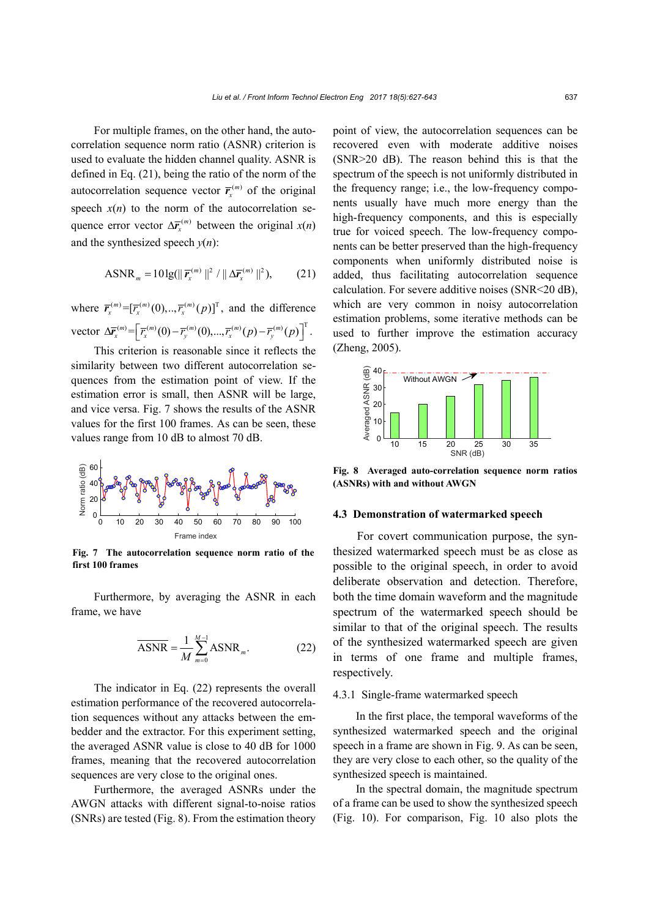For multiple frames, on the other hand, the autocorrelation sequence norm ratio (ASNR) criterion is used to evaluate the hidden channel quality. ASNR is defined in Eq. (21), being the ratio of the norm of the autocorrelation sequence vector $\overline{\boldsymbol{r}}_x^{(m)}$ of the original speech $x(n)$ to the norm of the autocorrelation sequence error vector $\Delta\overline{\boldsymbol{r}}_x^{(m)}$ between the original $x(n)$ and the synthesized speech $y(n)$:

$$\mathrm{ASNR}_m = 10\lg(\|\overline{\boldsymbol{r}}_x^{(m)}\|^2 / \|\Delta\overline{\boldsymbol{r}}_x^{(m)}\|^2), \tag{21}$$

where $\overline{\boldsymbol{r}}_x^{(m)}=[\overline{r}_x^{(m)}(0),..,\overline{r}_x^{(m)}(p)]^{\mathrm{T}}$, and the difference vector $\Delta\overline{\boldsymbol{r}}_x^{(m)}=\left[\overline{r}_x^{(m)}(0)-\overline{r}_y^{(m)}(0),...,\overline{r}_x^{(m)}(p)-\overline{r}_y^{(m)}(p)\right]^{\mathrm{T}}$.

This criterion is reasonable since it reflects the similarity between two different autocorrelation sequences from the estimation point of view. If the estimation error is small, then ASNR will be large, and vice versa. Fig. 7 shows the results of the ASNR values for the first 100 frames. As can be seen, these values range from 10 dB to almost 70 dB.

**Fig. 7 The autocorrelation sequence norm ratio of the first 100 frames**

Furthermore, by averaging the ASNR in each frame, we have

$$\overline{\mathrm{ASNR}} = \frac{1}{M}\sum_{m=0}^{M-1}\mathrm{ASNR}_m. \tag{22}$$

The indicator in Eq. (22) represents the overall estimation performance of the recovered autocorrelation sequences without any attacks between the embedder and the extractor. For this experiment setting, the averaged ASNR value is close to 40 dB for 1000 frames, meaning that the recovered autocorrelation sequences are very close to the original ones.

Furthermore, the averaged ASNRs under the AWGN attacks with different signal-to-noise ratios (SNRs) are tested (Fig. 8). From the estimation theory point of view, the autocorrelation sequences can be recovered even with moderate additive noises (SNR>20 dB). The reason behind this is that the spectrum of the speech is not uniformly distributed in the frequency range; i.e., the low-frequency components usually have much more energy than the high-frequency components, and this is especially true for voiced speech. The low-frequency components can be better preserved than the high-frequency components when uniformly distributed noise is added, thus facilitating autocorrelation sequence calculation. For severe additive noises (SNR<20 dB), which are very common in noisy autocorrelation estimation problems, some iterative methods can be used to further improve the estimation accuracy (Zheng, 2005).

**Fig. 8 Averaged auto-correlation sequence norm ratios (ASNRs) with and without AWGN**

### 4.3 Demonstration of watermarked speech

For covert communication purpose, the synthesized watermarked speech must be as close as possible to the original speech, in order to avoid deliberate observation and detection. Therefore, both the time domain waveform and the magnitude spectrum of the watermarked speech should be similar to that of the original speech. The results of the synthesized watermarked speech are given in terms of one frame and multiple frames, respectively.

#### 4.3.1 Single-frame watermarked speech

In the first place, the temporal waveforms of the synthesized watermarked speech and the original speech in a frame are shown in Fig. 9. As can be seen, they are very close to each other, so the quality of the synthesized speech is maintained.

In the spectral domain, the magnitude spectrum of a frame can be used to show the synthesized speech (Fig. 10). For comparison, Fig. 10 also plots the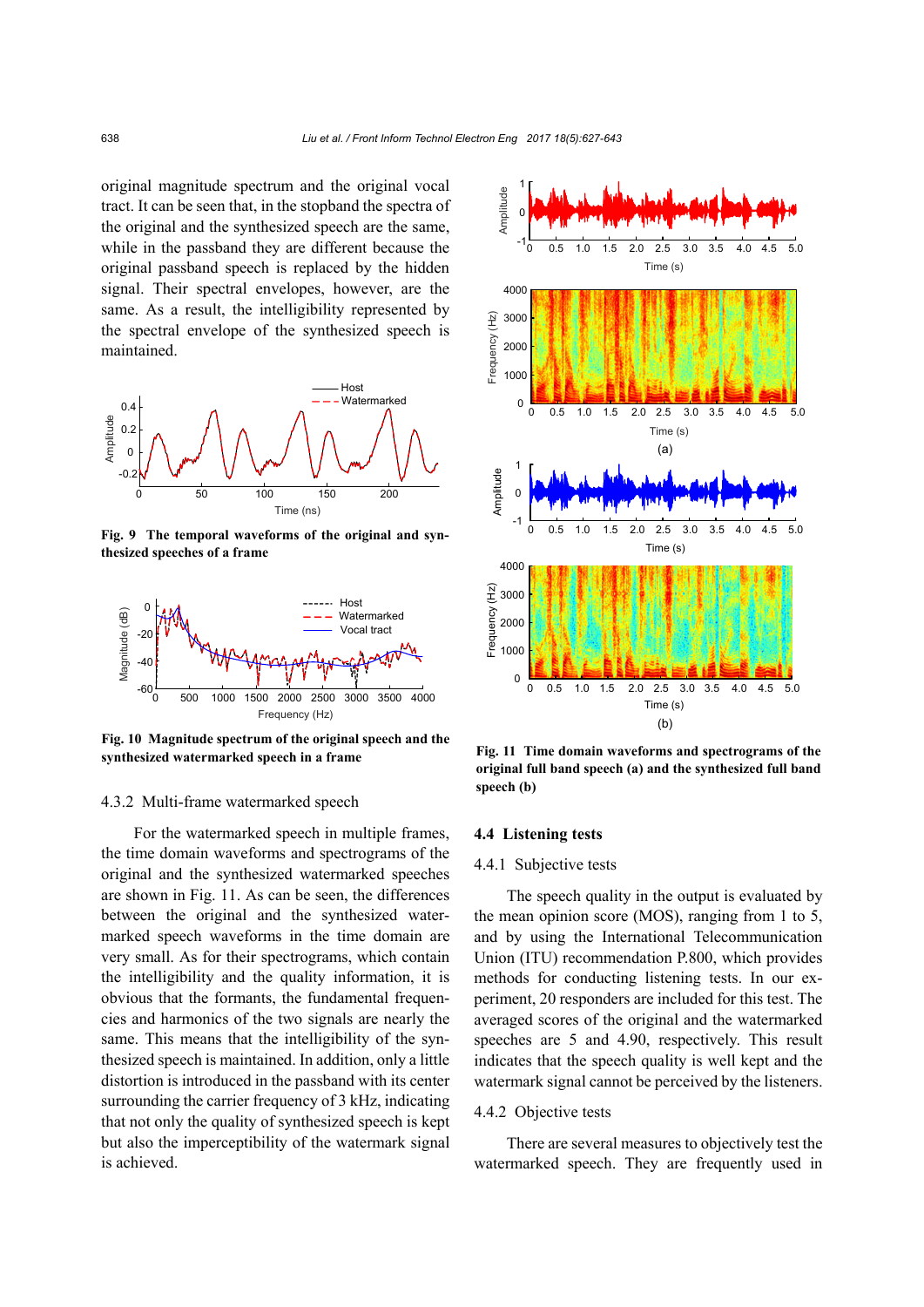original magnitude spectrum and the original vocal tract. It can be seen that, in the stopband the spectra of the original and the synthesized speech are the same, while in the passband they are different because the original passband speech is replaced by the hidden signal. Their spectral envelopes, however, are the same. As a result, the intelligibility represented by the spectral envelope of the synthesized speech is maintained.

**Fig. 9 The temporal waveforms of the original and synthesized speeches of a frame**

**Fig. 10 Magnitude spectrum of the original speech and the synthesized watermarked speech in a frame**

#### 4.3.2 Multi-frame watermarked speech

For the watermarked speech in multiple frames, the time domain waveforms and spectrograms of the original and the synthesized watermarked speeches are shown in Fig. 11. As can be seen, the differences between the original and the synthesized watermarked speech waveforms in the time domain are very small. As for their spectrograms, which contain the intelligibility and the quality information, it is obvious that the formants, the fundamental frequencies and harmonics of the two signals are nearly the same. This means that the intelligibility of the synthesized speech is maintained. In addition, only a little distortion is introduced in the passband with its center surrounding the carrier frequency of 3 kHz, indicating that not only the quality of synthesized speech is kept but also the imperceptibility of the watermark signal is achieved.

**Fig. 11 Time domain waveforms and spectrograms of the original full band speech (a) and the synthesized full band speech (b)**

### 4.4 Listening tests

#### 4.4.1 Subjective tests

The speech quality in the output is evaluated by the mean opinion score (MOS), ranging from 1 to 5, and by using the International Telecommunication Union (ITU) recommendation P.800, which provides methods for conducting listening tests. In our experiment, 20 responders are included for this test. The averaged scores of the original and the watermarked speeches are 5 and 4.90, respectively. This result indicates that the speech quality is well kept and the watermark signal cannot be perceived by the listeners.

#### 4.4.2 Objective tests

There are several measures to objectively test the watermarked speech. They are frequently used in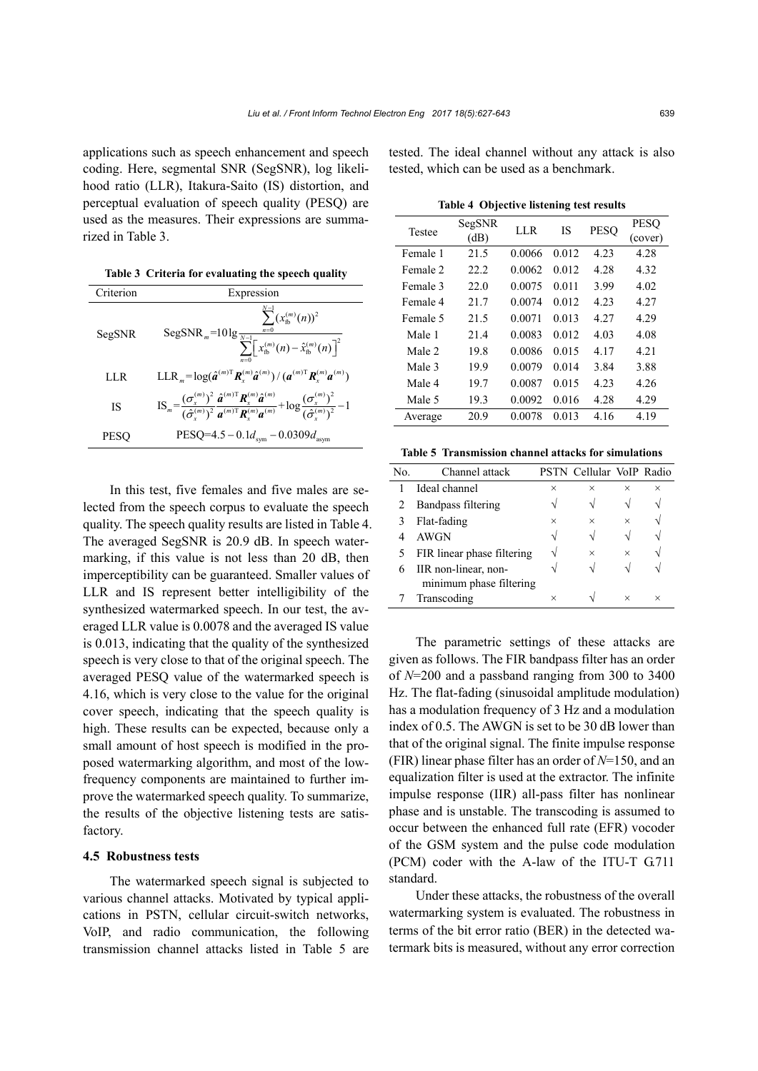applications such as speech enhancement and speech coding. Here, segmental SNR (SegSNR), log likelihood ratio (LLR), Itakura-Saito (IS) distortion, and perceptual evaluation of speech quality (PESQ) are used as the measures. Their expressions are summarized in Table 3.

**Table 3 Criteria for evaluating the speech quality**

| Criterion | Expression |
|---|---|
| SegSNR | $\mathrm{SegSNR}_m = 10\lg \dfrac{\sum_{n=0}^{N-1} (x_{\mathrm{fb}}^{(m)}(n))^2}{\sum_{n=0}^{N-1} \left[ x_{\mathrm{fb}}^{(m)}(n) - \hat{x}_{\mathrm{fb}}^{(m)}(n) \right]^2}$ |
| LLR | $\mathrm{LLR}_m = \log(\hat{\boldsymbol{a}}^{(m)\mathrm{T}} \boldsymbol{R}_x^{(m)} \hat{\boldsymbol{a}}^{(m)}) / (\boldsymbol{a}^{(m)\mathrm{T}} \boldsymbol{R}_x^{(m)} \boldsymbol{a}^{(m)})$ |
| IS | $\mathrm{IS}_m = \dfrac{(\sigma_x^{(m)})^2}{(\hat{\sigma}_x^{(m)})^2} \dfrac{\hat{\boldsymbol{a}}^{(m)\mathrm{T}} \boldsymbol{R}_x^{(m)} \hat{\boldsymbol{a}}^{(m)}}{\boldsymbol{a}^{(m)\mathrm{T}} \boldsymbol{R}_x^{(m)} \boldsymbol{a}^{(m)}} + \log \dfrac{(\sigma_x^{(m)})^2}{(\hat{\sigma}_x^{(m)})^2} - 1$ |
| PESQ | $\mathrm{PESQ} = 4.5 - 0.1 d_{\mathrm{sym}} - 0.0309 d_{\mathrm{asym}}$ |

In this test, five females and five males are selected from the speech corpus to evaluate the speech quality. The speech quality results are listed in Table 4. The averaged SegSNR is 20.9 dB. In speech watermarking, if this value is not less than 20 dB, then imperceptibility can be guaranteed. Smaller values of LLR and IS represent better intelligibility of the synthesized watermarked speech. In our test, the averaged LLR value is 0.0078 and the averaged IS value is 0.013, indicating that the quality of the synthesized speech is very close to that of the original speech. The averaged PESQ value of the watermarked speech is 4.16, which is very close to the value for the original cover speech, indicating that the speech quality is high. These results can be expected, because only a small amount of host speech is modified in the proposed watermarking algorithm, and most of the low-frequency components are maintained to further improve the watermarked speech quality. To summarize, the results of the objective listening tests are satisfactory.

### 4.5 Robustness tests

The watermarked speech signal is subjected to various channel attacks. Motivated by typical applications in PSTN, cellular circuit-switch networks, VoIP, and radio communication, the following transmission channel attacks listed in Table 5 are tested. The ideal channel without any attack is also tested, which can be used as a benchmark.

**Table 4 Objective listening test results**

| Testee | SegSNR (dB) | LLR | IS | PESQ | PESQ (cover) |
|---|---|---|---|---|---|
| Female 1 | 21.5 | 0.0066 | 0.012 | 4.23 | 4.28 |
| Female 2 | 22.2 | 0.0062 | 0.012 | 4.28 | 4.32 |
| Female 3 | 22.0 | 0.0075 | 0.011 | 3.99 | 4.02 |
| Female 4 | 21.7 | 0.0074 | 0.012 | 4.23 | 4.27 |
| Female 5 | 21.5 | 0.0071 | 0.013 | 4.27 | 4.29 |
| Male 1 | 21.4 | 0.0083 | 0.012 | 4.03 | 4.08 |
| Male 2 | 19.8 | 0.0086 | 0.015 | 4.17 | 4.21 |
| Male 3 | 19.9 | 0.0079 | 0.014 | 3.84 | 3.88 |
| Male 4 | 19.7 | 0.0087 | 0.015 | 4.23 | 4.26 |
| Male 5 | 19.3 | 0.0092 | 0.016 | 4.28 | 4.29 |
| Average | 20.9 | 0.0078 | 0.013 | 4.16 | 4.19 |

**Table 5 Transmission channel attacks for simulations**

| No. | Channel attack | PSTN | Cellular | VoIP | Radio |
|---|---|---|---|---|---|
| 1 | Ideal channel | × | × | × | × |
| 2 | Bandpass filtering | √ | √ | √ | √ |
| 3 | Flat-fading | × | × | × | √ |
| 4 | AWGN | √ | √ | √ | √ |
| 5 | FIR linear phase filtering | √ | × | × | √ |
| 6 | IIR non-linear, non-minimum phase filtering | √ | √ | √ | √ |
| 7 | Transcoding | × | √ | × | × |

The parametric settings of these attacks are given as follows. The FIR bandpass filter has an order of $N$=200 and a passband ranging from 300 to 3400 Hz. The flat-fading (sinusoidal amplitude modulation) has a modulation frequency of 3 Hz and a modulation index of 0.5. The AWGN is set to be 30 dB lower than that of the original signal. The finite impulse response (FIR) linear phase filter has an order of $N$=150, and an equalization filter is used at the extractor. The infinite impulse response (IIR) all-pass filter has nonlinear phase and is unstable. The transcoding is assumed to occur between the enhanced full rate (EFR) vocoder of the GSM system and the pulse code modulation (PCM) coder with the A-law of the ITU-T G.711 standard.

Under these attacks, the robustness of the overall watermarking system is evaluated. The robustness in terms of the bit error ratio (BER) in the detected watermark bits is measured, without any error correction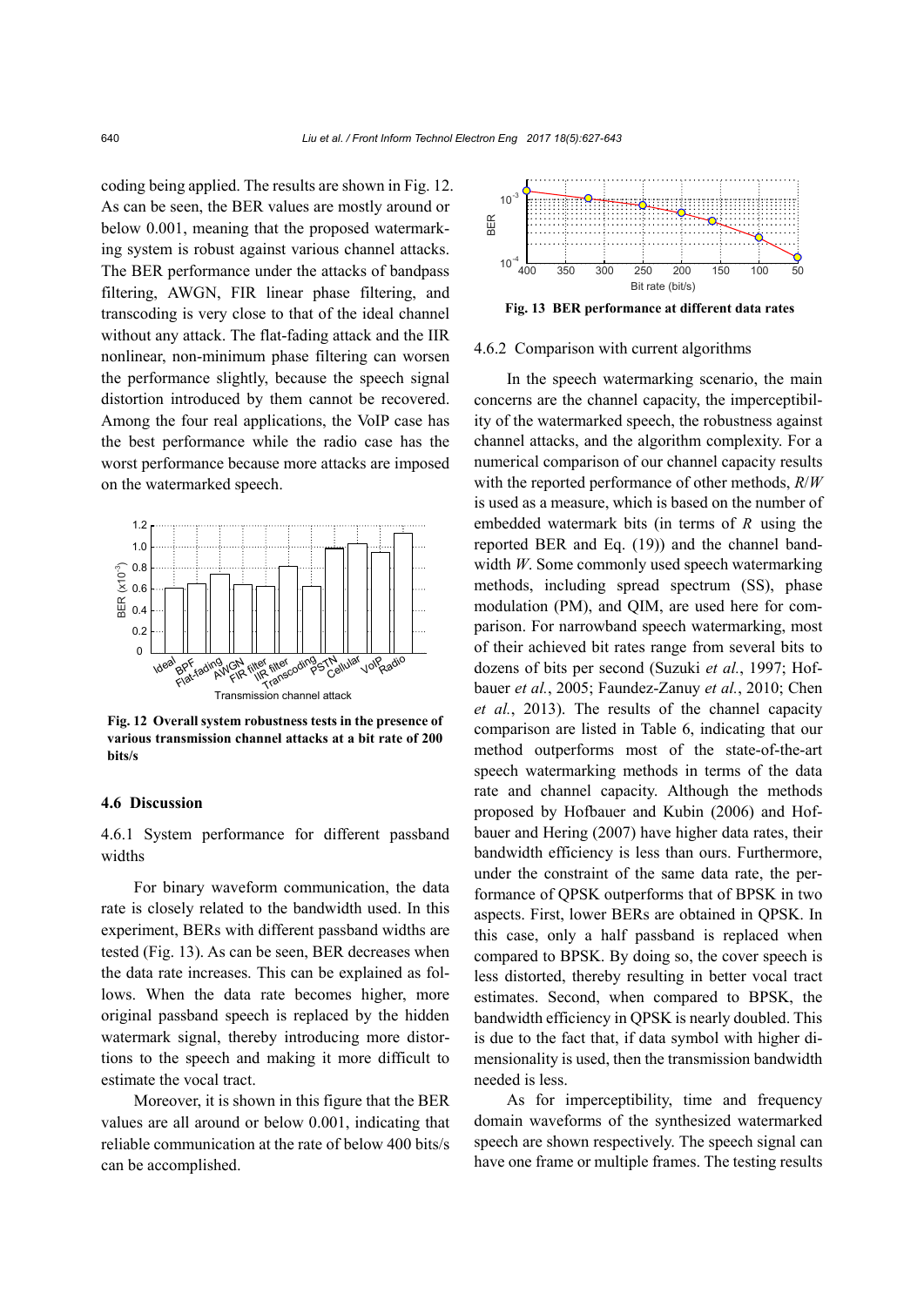coding being applied. The results are shown in Fig. 12. As can be seen, the BER values are mostly around or below 0.001, meaning that the proposed watermarking system is robust against various channel attacks. The BER performance under the attacks of bandpass filtering, AWGN, FIR linear phase filtering, and transcoding is very close to that of the ideal channel without any attack. The flat-fading attack and the IIR nonlinear, non-minimum phase filtering can worsen the performance slightly, because the speech signal distortion introduced by them cannot be recovered. Among the four real applications, the VoIP case has the best performance while the radio case has the worst performance because more attacks are imposed on the watermarked speech.

**Fig. 12 Overall system robustness tests in the presence of various transmission channel attacks at a bit rate of 200 bits/s**

### 4.6 Discussion

4.6.1 System performance for different passband widths

For binary waveform communication, the data rate is closely related to the bandwidth used. In this experiment, BERs with different passband widths are tested (Fig. 13). As can be seen, BER decreases when the data rate increases. This can be explained as follows. When the data rate becomes higher, more original passband speech is replaced by the hidden watermark signal, thereby introducing more distortions to the speech and making it more difficult to estimate the vocal tract.

Moreover, it is shown in this figure that the BER values are all around or below 0.001, indicating that reliable communication at the rate of below 400 bits/s can be accomplished.

**Fig. 13 BER performance at different data rates**

4.6.2 Comparison with current algorithms

In the speech watermarking scenario, the main concerns are the channel capacity, the imperceptibility of the watermarked speech, the robustness against channel attacks, and the algorithm complexity. For a numerical comparison of our channel capacity results with the reported performance of other methods, $R/W$ is used as a measure, which is based on the number of embedded watermark bits (in terms of $R$ using the reported BER and Eq. (19)) and the channel bandwidth $W$. Some commonly used speech watermarking methods, including spread spectrum (SS), phase modulation (PM), and QIM, are used here for comparison. For narrowband speech watermarking, most of their achieved bit rates range from several bits to dozens of bits per second (Suzuki *et al.*, 1997; Hofbauer *et al.*, 2005; Faundez-Zanuy *et al.*, 2010; Chen *et al.*, 2013). The results of the channel capacity comparison are listed in Table 6, indicating that our method outperforms most of the state-of-the-art speech watermarking methods in terms of the data rate and channel capacity. Although the methods proposed by Hofbauer and Kubin (2006) and Hofbauer and Hering (2007) have higher data rates, their bandwidth efficiency is less than ours. Furthermore, under the constraint of the same data rate, the performance of QPSK outperforms that of BPSK in two aspects. First, lower BERs are obtained in QPSK. In this case, only a half passband is replaced when compared to BPSK. By doing so, the cover speech is less distorted, thereby resulting in better vocal tract estimates. Second, when compared to BPSK, the bandwidth efficiency in QPSK is nearly doubled. This is due to the fact that, if data symbol with higher dimensionality is used, then the transmission bandwidth needed is less.

As for imperceptibility, time and frequency domain waveforms of the synthesized watermarked speech are shown respectively. The speech signal can have one frame or multiple frames. The testing results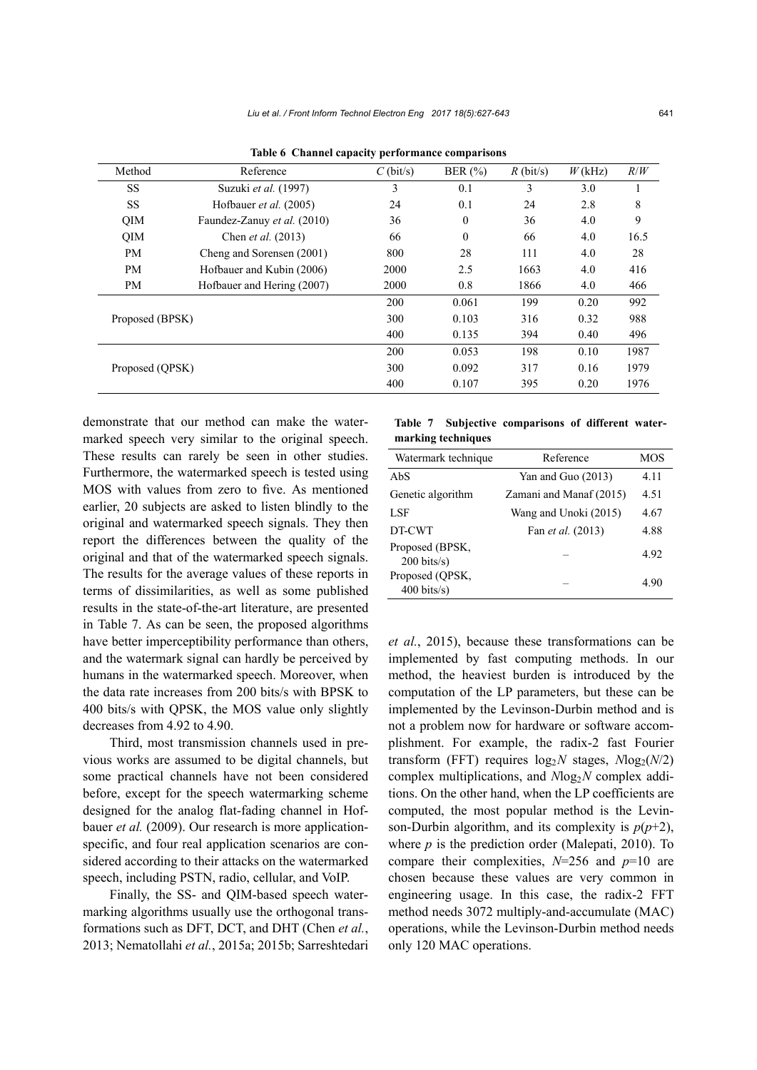**Table 6 Channel capacity performance comparisons**

| Method | Reference | $C$ (bit/s) | BER (%) | $R$ (bit/s) | $W$ (kHz) | $R/W$ |
|---|---|---|---|---|---|---|
| SS | Suzuki *et al.* (1997) | 3 | 0.1 | 3 | 3.0 | 1 |
| SS | Hofbauer *et al.* (2005) | 24 | 0.1 | 24 | 2.8 | 8 |
| QIM | Faundez-Zanuy *et al.* (2010) | 36 | 0 | 36 | 4.0 | 9 |
| QIM | Chen *et al.* (2013) | 66 | 0 | 66 | 4.0 | 16.5 |
| PM | Cheng and Sorensen (2001) | 800 | 28 | 111 | 4.0 | 28 |
| PM | Hofbauer and Kubin (2006) | 2000 | 2.5 | 1663 | 4.0 | 416 |
| PM | Hofbauer and Hering (2007) | 2000 | 0.8 | 1866 | 4.0 | 466 |
| Proposed (BPSK) | | 200 | 0.061 | 199 | 0.20 | 992 |
| | | 300 | 0.103 | 316 | 0.32 | 988 |
| | | 400 | 0.135 | 394 | 0.40 | 496 |
| Proposed (QPSK) | | 200 | 0.053 | 198 | 0.10 | 1987 |
| | | 300 | 0.092 | 317 | 0.16 | 1979 |
| | | 400 | 0.107 | 395 | 0.20 | 1976 |

demonstrate that our method can make the watermarked speech very similar to the original speech. These results can rarely be seen in other studies. Furthermore, the watermarked speech is tested using MOS with values from zero to five. As mentioned earlier, 20 subjects are asked to listen blindly to the original and watermarked speech signals. They then report the differences between the quality of the original and that of the watermarked speech signals. The results for the average values of these reports in terms of dissimilarities, as well as some published results in the state-of-the-art literature, are presented in Table 7. As can be seen, the proposed algorithms have better imperceptibility performance than others, and the watermark signal can hardly be perceived by humans in the watermarked speech. Moreover, when the data rate increases from 200 bits/s with BPSK to 400 bits/s with QPSK, the MOS value only slightly decreases from 4.92 to 4.90.

**Table 7 Subjective comparisons of different watermarking techniques**

| Watermark technique | Reference | MOS |
|---|---|---|
| AbS | Yan and Guo (2013) | 4.11 |
| Genetic algorithm | Zamani and Manaf (2015) | 4.51 |
| LSF | Wang and Unoki (2015) | 4.67 |
| DT-CWT | Fan *et al.* (2013) | 4.88 |
| Proposed (BPSK, 200 bits/s) | – | 4.92 |
| Proposed (QPSK, 400 bits/s) | – | 4.90 |

Third, most transmission channels used in previous works are assumed to be digital channels, but some practical channels have not been considered before, except for the speech watermarking scheme designed for the analog flat-fading channel in Hofbauer *et al.* (2009). Our research is more application-specific, and four real application scenarios are considered according to their attacks on the watermarked speech, including PSTN, radio, cellular, and VoIP.

Finally, the SS- and QIM-based speech watermarking algorithms usually use the orthogonal transformations such as DFT, DCT, and DHT (Chen *et al.*, 2013; Nematollahi *et al.*, 2015a; 2015b; Sarreshtedari *et al.*, 2015), because these transformations can be implemented by fast computing methods. In our method, the heaviest burden is introduced by the computation of the LP parameters, but these can be implemented by the Levinson-Durbin method and is not a problem now for hardware or software accomplishment. For example, the radix-2 fast Fourier transform (FFT) requires $\log_2 N$ stages, $N\log_2(N/2)$ complex multiplications, and $N\log_2 N$ complex additions. On the other hand, when the LP coefficients are computed, the most popular method is the Levinson-Durbin algorithm, and its complexity is $p(p+2)$, where $p$ is the prediction order (Malepati, 2010). To compare their complexities, $N$=256 and $p$=10 are chosen because these values are very common in engineering usage. In this case, the radix-2 FFT method needs 3072 multiply-and-accumulate (MAC) operations, while the Levinson-Durbin method needs only 120 MAC operations.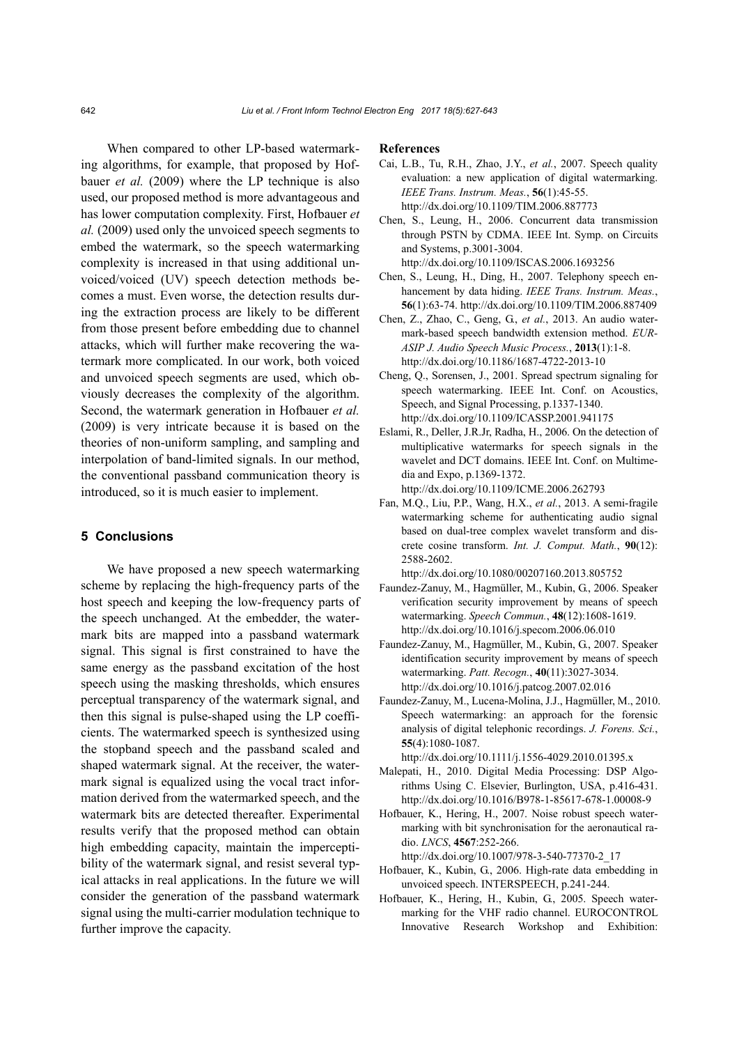When compared to other LP-based watermarking algorithms, for example, that proposed by Hofbauer *et al.* (2009) where the LP technique is also used, our proposed method is more advantageous and has lower computation complexity. First, Hofbauer *et al.* (2009) used only the unvoiced speech segments to embed the watermark, so the speech watermarking complexity is increased in that using additional unvoiced/voiced (UV) speech detection methods becomes a must. Even worse, the detection results during the extraction process are likely to be different from those present before embedding due to channel attacks, which will further make recovering the watermark more complicated. In our work, both voiced and unvoiced speech segments are used, which obviously decreases the complexity of the algorithm. Second, the watermark generation in Hofbauer *et al.* (2009) is very intricate because it is based on the theories of non-uniform sampling, and sampling and interpolation of band-limited signals. In our method, the conventional passband communication theory is introduced, so it is much easier to implement.

## 5 Conclusions

We have proposed a new speech watermarking scheme by replacing the high-frequency parts of the host speech and keeping the low-frequency parts of the speech unchanged. At the embedder, the watermark bits are mapped into a passband watermark signal. This signal is first constrained to have the same energy as the passband excitation of the host speech using the masking thresholds, which ensures perceptual transparency of the watermark signal, and then this signal is pulse-shaped using the LP coefficients. The watermarked speech is synthesized using the stopband speech and the passband scaled and shaped watermark signal. At the receiver, the watermark signal is equalized using the vocal tract information derived from the watermarked speech, and the watermark bits are detected thereafter. Experimental results verify that the proposed method can obtain high embedding capacity, maintain the imperceptibility of the watermark signal, and resist several typical attacks in real applications. In the future we will consider the generation of the passband watermark signal using the multi-carrier modulation technique to further improve the capacity.

## References

Cai, L.B., Tu, R.H., Zhao, J.Y., *et al.*, 2007. Speech quality evaluation: a new application of digital watermarking. *IEEE Trans. Instrum. Meas.*, **56**(1):45-55. http://dx.doi.org/10.1109/TIM.2006.887773

Chen, S., Leung, H., 2006. Concurrent data transmission through PSTN by CDMA. IEEE Int. Symp. on Circuits and Systems, p.3001-3004. http://dx.doi.org/10.1109/ISCAS.2006.1693256

Chen, S., Leung, H., Ding, H., 2007. Telephony speech enhancement by data hiding. *IEEE Trans. Instrum. Meas.*, **56**(1):63-74. http://dx.doi.org/10.1109/TIM.2006.887409

Chen, Z., Zhao, C., Geng, G., *et al.*, 2013. An audio watermark-based speech bandwidth extension method. *EURASIP J. Audio Speech Music Process.*, **2013**(1):1-8. http://dx.doi.org/10.1186/1687-4722-2013-10

Cheng, Q., Sorensen, J., 2001. Spread spectrum signaling for speech watermarking. IEEE Int. Conf. on Acoustics, Speech, and Signal Processing, p.1337-1340. http://dx.doi.org/10.1109/ICASSP.2001.941175

Eslami, R., Deller, J.R.Jr, Radha, H., 2006. On the detection of multiplicative watermarks for speech signals in the wavelet and DCT domains. IEEE Int. Conf. on Multimedia and Expo, p.1369-1372. http://dx.doi.org/10.1109/ICME.2006.262793

Fan, M.Q., Liu, P.P., Wang, H.X., *et al.*, 2013. A semi-fragile watermarking scheme for authenticating audio signal based on dual-tree complex wavelet transform and discrete cosine transform. *Int. J. Comput. Math.*, **90**(12): 2588-2602. http://dx.doi.org/10.1080/00207160.2013.805752

Faundez-Zanuy, M., Hagmüller, M., Kubin, G., 2006. Speaker verification security improvement by means of speech watermarking. *Speech Commun.*, **48**(12):1608-1619. http://dx.doi.org/10.1016/j.specom.2006.06.010

Faundez-Zanuy, M., Hagmüller, M., Kubin, G., 2007. Speaker identification security improvement by means of speech watermarking. *Patt. Recogn.*, **40**(11):3027-3034. http://dx.doi.org/10.1016/j.patcog.2007.02.016

Faundez-Zanuy, M., Lucena-Molina, J.J., Hagmüller, M., 2010. Speech watermarking: an approach for the forensic analysis of digital telephonic recordings. *J. Forens. Sci.*, **55**(4):1080-1087. http://dx.doi.org/10.1111/j.1556-4029.2010.01395.x

Malepati, H., 2010. Digital Media Processing: DSP Algorithms Using C. Elsevier, Burlington, USA, p.416-431. http://dx.doi.org/10.1016/B978-1-85617-678-1.00008-9

Hofbauer, K., Hering, H., 2007. Noise robust speech watermarking with bit synchronisation for the aeronautical radio. *LNCS*, **4567**:252-266. http://dx.doi.org/10.1007/978-3-540-77370-2_17

Hofbauer, K., Kubin, G., 2006. High-rate data embedding in unvoiced speech. INTERSPEECH, p.241-244.

Hofbauer, K., Hering, H., Kubin, G., 2005. Speech watermarking for the VHF radio channel. EUROCONTROL Innovative Research Workshop and Exhibition: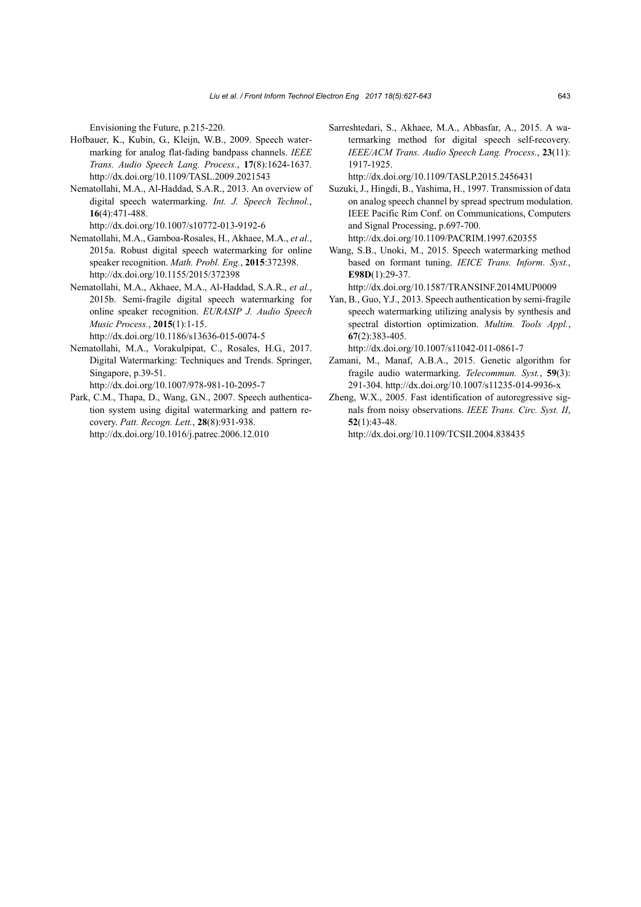Envisioning the Future, p.215-220.

Hofbauer, K., Kubin, G., Kleijn, W.B., 2009. Speech watermarking for analog flat-fading bandpass channels. *IEEE Trans. Audio Speech Lang. Process.*, **17**(8):1624-1637. http://dx.doi.org/10.1109/TASL.2009.2021543

Nematollahi, M.A., Al-Haddad, S.A.R., 2013. An overview of digital speech watermarking. *Int. J. Speech Technol.*, **16**(4):471-488. http://dx.doi.org/10.1007/s10772-013-9192-6

Nematollahi, M.A., Gamboa-Rosales, H., Akhaee, M.A., *et al.*, 2015a. Robust digital speech watermarking for online speaker recognition. *Math. Probl. Eng.*, **2015**:372398. http://dx.doi.org/10.1155/2015/372398

Nematollahi, M.A., Akhaee, M.A., Al-Haddad, S.A.R., *et al.*, 2015b. Semi-fragile digital speech watermarking for online speaker recognition. *EURASIP J. Audio Speech Music Process.*, **2015**(1):1-15. http://dx.doi.org/10.1186/s13636-015-0074-5

Nematollahi, M.A., Vorakulpipat, C., Rosales, H.G., 2017. Digital Watermarking: Techniques and Trends. Springer, Singapore, p.39-51. http://dx.doi.org/10.1007/978-981-10-2095-7

Park, C.M., Thapa, D., Wang, G.N., 2007. Speech authentication system using digital watermarking and pattern recovery. *Patt. Recogn. Lett.*, **28**(8):931-938. http://dx.doi.org/10.1016/j.patrec.2006.12.010

Sarreshtedari, S., Akhaee, M.A., Abbasfar, A., 2015. A watermarking method for digital speech self-recovery. *IEEE/ACM Trans. Audio Speech Lang. Process.*, **23**(11): 1917-1925. http://dx.doi.org/10.1109/TASLP.2015.2456431

Suzuki, J., Hingdi, B., Yashima, H., 1997. Transmission of data on analog speech channel by spread spectrum modulation. IEEE Pacific Rim Conf. on Communications, Computers and Signal Processing, p.697-700. http://dx.doi.org/10.1109/PACRIM.1997.620355

Wang, S.B., Unoki, M., 2015. Speech watermarking method based on formant tuning. *IEICE Trans. Inform. Syst.*, **E98D**(1):29-37. http://dx.doi.org/10.1587/TRANSINF.2014MUP0009

Yan, B., Guo, Y.J., 2013. Speech authentication by semi-fragile speech watermarking utilizing analysis by synthesis and spectral distortion optimization. *Multim. Tools Appl.*, **67**(2):383-405. http://dx.doi.org/10.1007/s11042-011-0861-7

Zamani, M., Manaf, A.B.A., 2015. Genetic algorithm for fragile audio watermarking. *Telecommun. Syst.*, **59**(3): 291-304. http://dx.doi.org/10.1007/s11235-014-9936-x

Zheng, W.X., 2005. Fast identification of autoregressive signals from noisy observations. *IEEE Trans. Circ. Syst. II*, **52**(1):43-48. http://dx.doi.org/10.1109/TCSII.2004.838435